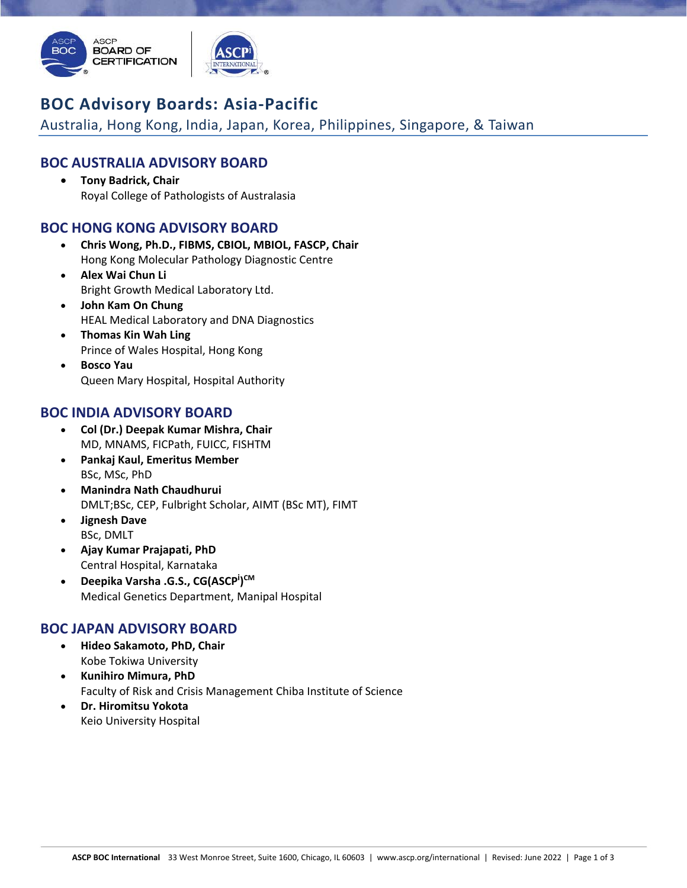# BOC Advisory Boards: Asia-Pacific

Australia, Hong Kong, India, Japan, Korea, Philippines, Singapore, & Taiwan

## BOC AUSTRALIA ADVISORY BOARD

- **Tony Badrick, Chair**
  Royal College of Pathologists of Australasia

## BOC HONG KONG ADVISORY BOARD

- **Chris Wong, Ph.D., FIBMS, CBIOL, MBIOL, FASCP, Chair**
  Hong Kong Molecular Pathology Diagnostic Centre
- **Alex Wai Chun Li**
  Bright Growth Medical Laboratory Ltd.
- **John Kam On Chung**
  HEAL Medical Laboratory and DNA Diagnostics
- **Thomas Kin Wah Ling**
  Prince of Wales Hospital, Hong Kong
- **Bosco Yau**
  Queen Mary Hospital, Hospital Authority

## BOC INDIA ADVISORY BOARD

- **Col (Dr.) Deepak Kumar Mishra, Chair**
  MD, MNAMS, FICPath, FUICC, FISHTM
- **Pankaj Kaul, Emeritus Member**
  BSc, MSc, PhD
- **Manindra Nath Chaudhurui**
  DMLT;BSc, CEP, Fulbright Scholar, AIMT (BSc MT), FIMT
- **Jignesh Dave**
  BSc, DMLT
- **Ajay Kumar Prajapati, PhD**
  Central Hospital, Karnataka
- **Deepika Varsha .G.S., CG(ASCP$^{i}$)$^{CM}$**
  Medical Genetics Department, Manipal Hospital

## BOC JAPAN ADVISORY BOARD

- **Hideo Sakamoto, PhD, Chair**
  Kobe Tokiwa University
- **Kunihiro Mimura, PhD**
  Faculty of Risk and Crisis Management Chiba Institute of Science
- **Dr. Hiromitsu Yokota**
  Keio University Hospital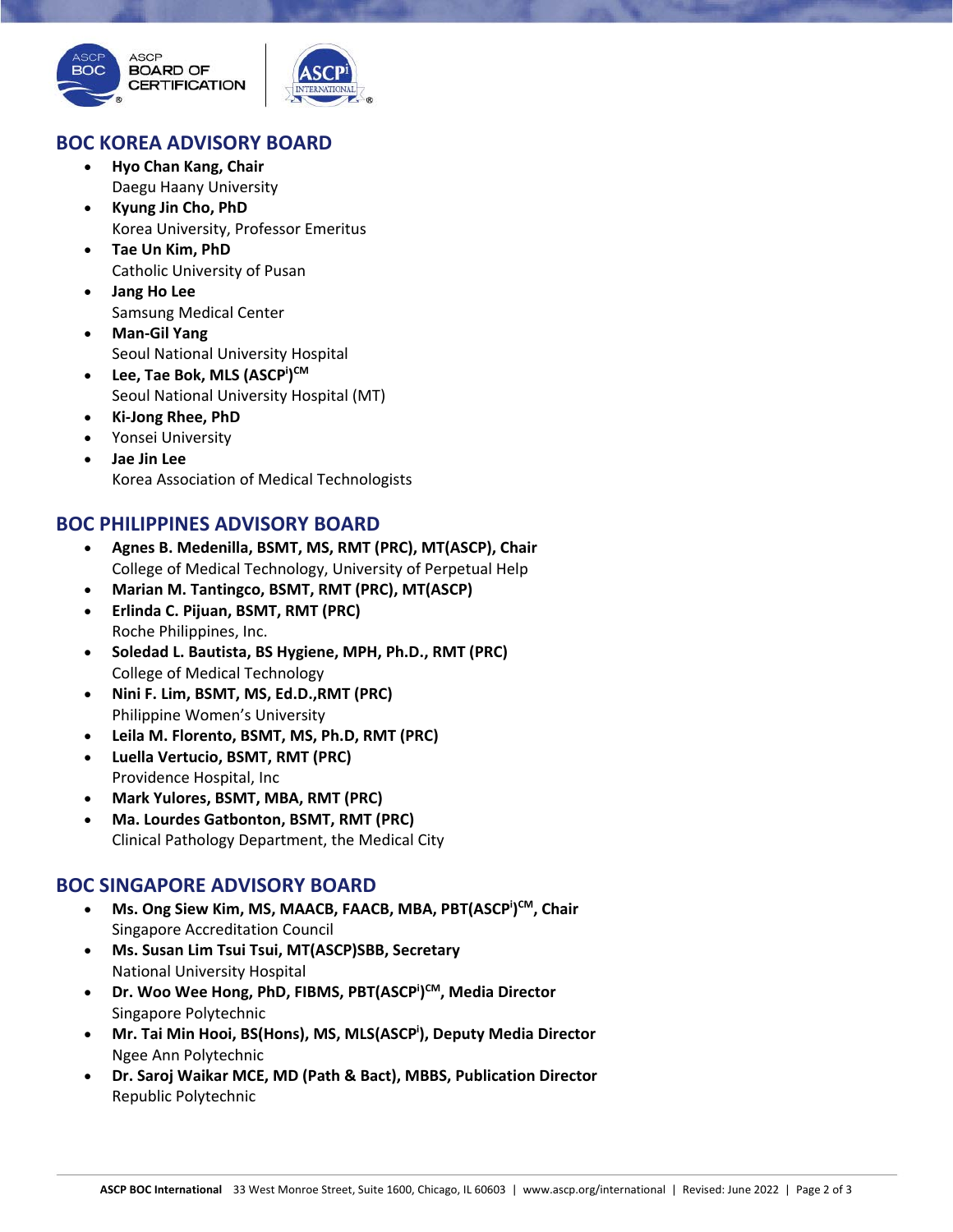## BOC KOREA ADVISORY BOARD

- **Hyo Chan Kang, Chair**
  Daegu Haany University
- **Kyung Jin Cho, PhD**
  Korea University, Professor Emeritus
- **Tae Un Kim, PhD**
  Catholic University of Pusan
- **Jang Ho Lee**
  Samsung Medical Center
- **Man-Gil Yang**
  Seoul National University Hospital
- **Lee, Tae Bok, MLS (ASCP$^{i}$)$^{CM}$**
  Seoul National University Hospital (MT)
- **Ki-Jong Rhee, PhD**
- Yonsei University
- **Jae Jin Lee**
  Korea Association of Medical Technologists

## BOC PHILIPPINES ADVISORY BOARD

- **Agnes B. Medenilla, BSMT, MS, RMT (PRC), MT(ASCP), Chair**
  College of Medical Technology, University of Perpetual Help
- **Marian M. Tantingco, BSMT, RMT (PRC), MT(ASCP)**
- **Erlinda C. Pijuan, BSMT, RMT (PRC)**
  Roche Philippines, Inc.
- **Soledad L. Bautista, BS Hygiene, MPH, Ph.D., RMT (PRC)**
  College of Medical Technology
- **Nini F. Lim, BSMT, MS, Ed.D.,RMT (PRC)**
  Philippine Women's University
- **Leila M. Florento, BSMT, MS, Ph.D, RMT (PRC)**
- **Luella Vertucio, BSMT, RMT (PRC)**
  Providence Hospital, Inc
- **Mark Yulores, BSMT, MBA, RMT (PRC)**
- **Ma. Lourdes Gatbonton, BSMT, RMT (PRC)**
  Clinical Pathology Department, the Medical City

## BOC SINGAPORE ADVISORY BOARD

- **Ms. Ong Siew Kim, MS, MAACB, FAACB, MBA, PBT(ASCP$^{i}$)$^{CM}$, Chair**
  Singapore Accreditation Council
- **Ms. Susan Lim Tsui Tsui, MT(ASCP)SBB, Secretary**
  National University Hospital
- **Dr. Woo Wee Hong, PhD, FIBMS, PBT(ASCP$^{i}$)$^{CM}$, Media Director**
  Singapore Polytechnic
- **Mr. Tai Min Hooi, BS(Hons), MS, MLS(ASCP$^{i}$), Deputy Media Director**
  Ngee Ann Polytechnic
- **Dr. Saroj Waikar MCE, MD (Path & Bact), MBBS, Publication Director**
  Republic Polytechnic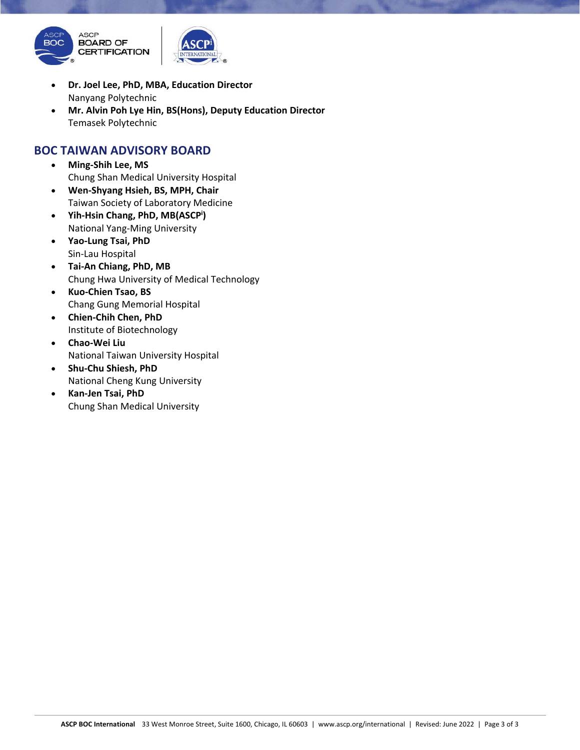- **Dr. Joel Lee, PhD, MBA, Education Director**
  Nanyang Polytechnic
- **Mr. Alvin Poh Lye Hin, BS(Hons), Deputy Education Director**
  Temasek Polytechnic

## BOC TAIWAN ADVISORY BOARD

- **Ming-Shih Lee, MS**
  Chung Shan Medical University Hospital
- **Wen-Shyang Hsieh, BS, MPH, Chair**
  Taiwan Society of Laboratory Medicine
- **Yih-Hsin Chang, PhD, MB(ASCP$^{i}$)**
  National Yang-Ming University
- **Yao-Lung Tsai, PhD**
  Sin-Lau Hospital
- **Tai-An Chiang, PhD, MB**
  Chung Hwa University of Medical Technology
- **Kuo-Chien Tsao, BS**
  Chang Gung Memorial Hospital
- **Chien-Chih Chen, PhD**
  Institute of Biotechnology
- **Chao-Wei Liu**
  National Taiwan University Hospital
- **Shu-Chu Shiesh, PhD**
  National Cheng Kung University
- **Kan-Jen Tsai, PhD**
  Chung Shan Medical University